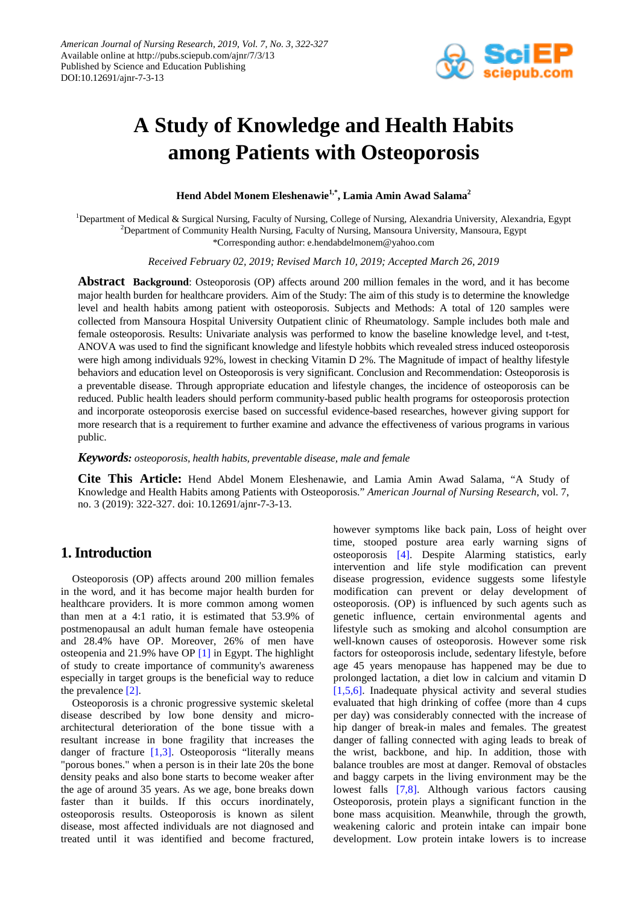American Journal of Nursing Research, 2019, Vol. 7, No. 3, 322-327
Available online at http://pubs.sciepub.com/ajnr/7/3/13
Published by Science and Education Publishing
DOI:10.12691/ajnr-7-3-13

# A Study of Knowledge and Health Habits among Patients with Osteoporosis

**Hend Abdel Monem Eleshenawie[1,*], Lamia Amin Awad Salama[2]**

[1]Department of Medical & Surgical Nursing, Faculty of Nursing, College of Nursing, Alexandria University, Alexandria, Egypt
[2]Department of Community Health Nursing, Faculty of Nursing, Mansoura University, Mansoura, Egypt
*Corresponding author: e.hendabdelmonem@yahoo.com

*Received February 02, 2019; Revised March 10, 2019; Accepted March 26, 2019*

**Abstract** **Background**: Osteoporosis (OP) affects around 200 million females in the word, and it has become major health burden for healthcare providers. Aim of the Study: The aim of this study is to determine the knowledge level and health habits among patient with osteoporosis. Subjects and Methods: A total of 120 samples were collected from Mansoura Hospital University Outpatient clinic of Rheumatology. Sample includes both male and female osteoporosis. Results: Univariate analysis was performed to know the baseline knowledge level, and t-test, ANOVA was used to find the significant knowledge and lifestyle hobbits which revealed stress induced osteoporosis were high among individuals 92%, lowest in checking Vitamin D 2%. The Magnitude of impact of healthy lifestyle behaviors and education level on Osteoporosis is very significant. Conclusion and Recommendation: Osteoporosis is a preventable disease. Through appropriate education and lifestyle changes, the incidence of osteoporosis can be reduced. Public health leaders should perform community-based public health programs for osteoporosis protection and incorporate osteoporosis exercise based on successful evidence-based researches, however giving support for more research that is a requirement to further examine and advance the effectiveness of various programs in various public.

***Keywords:*** *osteoporosis, health habits, preventable disease, male and female*

**Cite This Article:** Hend Abdel Monem Eleshenawie, and Lamia Amin Awad Salama, "A Study of Knowledge and Health Habits among Patients with Osteoporosis." *American Journal of Nursing Research*, vol. 7, no. 3 (2019): 322-327. doi: 10.12691/ajnr-7-3-13.

## 1. Introduction

Osteoporosis (OP) affects around 200 million females in the word, and it has become major health burden for healthcare providers. It is more common among women than men at a 4:1 ratio, it is estimated that 53.9% of postmenopausal an adult human female have osteopenia and 28.4% have OP. Moreover, 26% of men have osteopenia and 21.9% have OP [1] in Egypt. The highlight of study to create importance of community's awareness especially in target groups is the beneficial way to reduce the prevalence [2].

Osteoporosis is a chronic progressive systemic skeletal disease described by low bone density and micro-architectural deterioration of the bone tissue with a resultant increase in bone fragility that increases the danger of fracture [1,3]. Osteoporosis "literally means "porous bones." when a person is in their late 20s the bone density peaks and also bone starts to become weaker after the age of around 35 years. As we age, bone breaks down faster than it builds. If this occurs inordinately, osteoporosis results. Osteoporosis is known as silent disease, most affected individuals are not diagnosed and treated until it was identified and become fractured, however symptoms like back pain, Loss of height over time, stooped posture area early warning signs of osteoporosis [4]. Despite Alarming statistics, early intervention and life style modification can prevent disease progression, evidence suggests some lifestyle modification can prevent or delay development of osteoporosis. (OP) is influenced by such agents such as genetic influence, certain environmental agents and lifestyle such as smoking and alcohol consumption are well-known causes of osteoporosis. However some risk factors for osteoporosis include, sedentary lifestyle, before age 45 years menopause has happened may be due to prolonged lactation, a diet low in calcium and vitamin D [1,5,6]. Inadequate physical activity and several studies evaluated that high drinking of coffee (more than 4 cups per day) was considerably connected with the increase of hip danger of break-in males and females. The greatest danger of falling connected with aging leads to break of the wrist, backbone, and hip. In addition, those with balance troubles are most at danger. Removal of obstacles and baggy carpets in the living environment may be the lowest falls [7,8]. Although various factors causing Osteoporosis, protein plays a significant function in the bone mass acquisition. Meanwhile, through the growth, weakening caloric and protein intake can impair bone development. Low protein intake lowers is to increase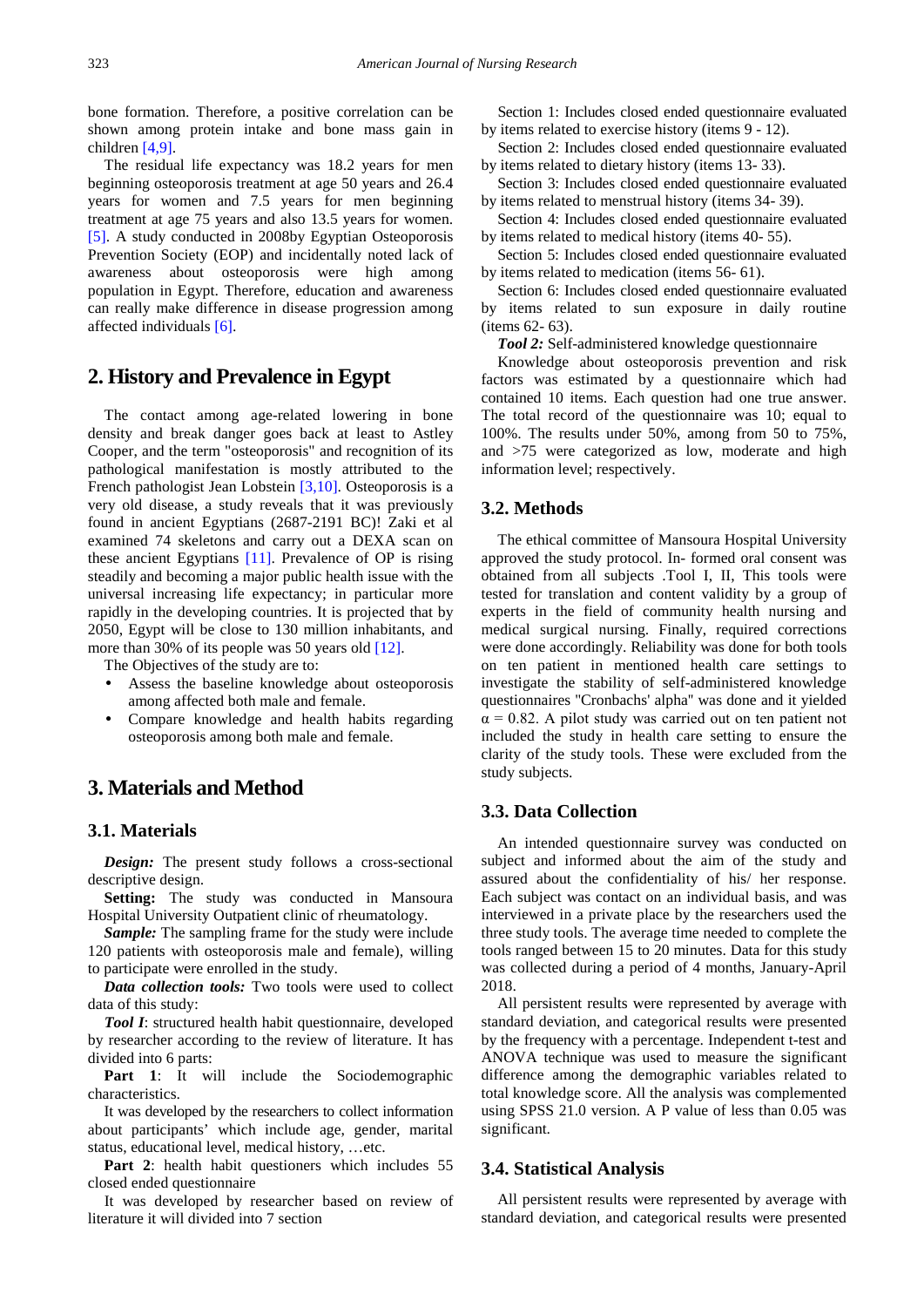bone formation. Therefore, a positive correlation can be shown among protein intake and bone mass gain in children [4,9].

The residual life expectancy was 18.2 years for men beginning osteoporosis treatment at age 50 years and 26.4 years for women and 7.5 years for men beginning treatment at age 75 years and also 13.5 years for women. [5]. A study conducted in 2008by Egyptian Osteoporosis Prevention Society (EOP) and incidentally noted lack of awareness about osteoporosis were high among population in Egypt. Therefore, education and awareness can really make difference in disease progression among affected individuals [6].

## 2. History and Prevalence in Egypt

The contact among age-related lowering in bone density and break danger goes back at least to Astley Cooper, and the term "osteoporosis" and recognition of its pathological manifestation is mostly attributed to the French pathologist Jean Lobstein [3,10]. Osteoporosis is a very old disease, a study reveals that it was previously found in ancient Egyptians (2687-2191 BC)! Zaki et al examined 74 skeletons and carry out a DEXA scan on these ancient Egyptians [11]. Prevalence of OP is rising steadily and becoming a major public health issue with the universal increasing life expectancy; in particular more rapidly in the developing countries. It is projected that by 2050, Egypt will be close to 130 million inhabitants, and more than 30% of its people was 50 years old [12].

The Objectives of the study are to:

- Assess the baseline knowledge about osteoporosis among affected both male and female.
- Compare knowledge and health habits regarding osteoporosis among both male and female.

## 3. Materials and Method

### 3.1. Materials

***Design:*** The present study follows a cross-sectional descriptive design.

**Setting:** The study was conducted in Mansoura Hospital University Outpatient clinic of rheumatology.

***Sample:*** The sampling frame for the study were include 120 patients with osteoporosis male and female), willing to participate were enrolled in the study.

***Data collection tools:*** Two tools were used to collect data of this study:

***Tool I***: structured health habit questionnaire, developed by researcher according to the review of literature. It has divided into 6 parts:

**Part 1**: It will include the Sociodemographic characteristics.

It was developed by the researchers to collect information about participants' which include age, gender, marital status, educational level, medical history, …etc.

**Part 2**: health habit questioners which includes 55 closed ended questionnaire

It was developed by researcher based on review of literature it will divided into 7 section

Section 1: Includes closed ended questionnaire evaluated by items related to exercise history (items 9 - 12).

Section 2: Includes closed ended questionnaire evaluated by items related to dietary history (items 13- 33).

Section 3: Includes closed ended questionnaire evaluated by items related to menstrual history (items 34- 39).

Section 4: Includes closed ended questionnaire evaluated by items related to medical history (items 40- 55).

Section 5: Includes closed ended questionnaire evaluated by items related to medication (items 56- 61).

Section 6: Includes closed ended questionnaire evaluated by items related to sun exposure in daily routine (items 62- 63).

***Tool 2:*** Self-administered knowledge questionnaire

Knowledge about osteoporosis prevention and risk factors was estimated by a questionnaire which had contained 10 items. Each question had one true answer. The total record of the questionnaire was 10; equal to 100%. The results under 50%, among from 50 to 75%, and >75 were categorized as low, moderate and high information level; respectively.

### 3.2. Methods

The ethical committee of Mansoura Hospital University approved the study protocol. In- formed oral consent was obtained from all subjects .Tool I, II, This tools were tested for translation and content validity by a group of experts in the field of community health nursing and medical surgical nursing. Finally, required corrections were done accordingly. Reliability was done for both tools on ten patient in mentioned health care settings to investigate the stability of self-administered knowledge questionnaires "Cronbachs' alpha" was done and it yielded $\alpha = 0.82$. A pilot study was carried out on ten patient not included the study in health care setting to ensure the clarity of the study tools. These were excluded from the study subjects.

### 3.3. Data Collection

An intended questionnaire survey was conducted on subject and informed about the aim of the study and assured about the confidentiality of his/ her response. Each subject was contact on an individual basis, and was interviewed in a private place by the researchers used the three study tools. The average time needed to complete the tools ranged between 15 to 20 minutes. Data for this study was collected during a period of 4 months, January-April 2018.

All persistent results were represented by average with standard deviation, and categorical results were presented by the frequency with a percentage. Independent t-test and ANOVA technique was used to measure the significant difference among the demographic variables related to total knowledge score. All the analysis was complemented using SPSS 21.0 version. A P value of less than 0.05 was significant.

### 3.4. Statistical Analysis

All persistent results were represented by average with standard deviation, and categorical results were presented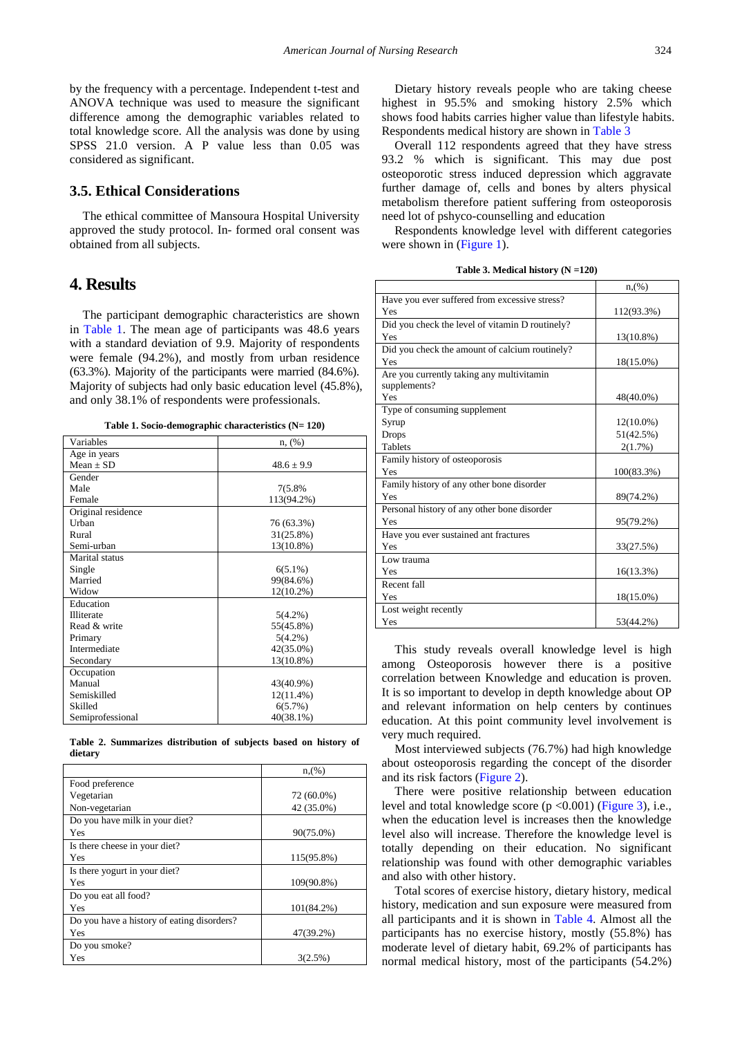by the frequency with a percentage. Independent t-test and ANOVA technique was used to measure the significant difference among the demographic variables related to total knowledge score. All the analysis was done by using SPSS 21.0 version. A P value less than 0.05 was considered as significant.

### 3.5. Ethical Considerations

The ethical committee of Mansoura Hospital University approved the study protocol. In- formed oral consent was obtained from all subjects.

## 4. Results

The participant demographic characteristics are shown in Table 1. The mean age of participants was 48.6 years with a standard deviation of 9.9. Majority of respondents were female (94.2%), and mostly from urban residence (63.3%). Majority of the participants were married (84.6%). Majority of subjects had only basic education level (45.8%), and only 38.1% of respondents were professionals.

**Table 1. Socio-demographic characteristics (N= 120)**

| Variables | n, (%) |
|---|---|
| Age in years | |
| Mean ± SD | 48.6 ± 9.9 |
| Gender | |
| Male | 7(5.8% |
| Female | 113(94.2%) |
| Original residence | |
| Urban | 76 (63.3%) |
| Rural | 31(25.8%) |
| Semi-urban | 13(10.8%) |
| Marital status | |
| Single | 6(5.1%) |
| Married | 99(84.6%) |
| Widow | 12(10.2%) |
| Education | |
| Illiterate | 5(4.2%) |
| Read & write | 55(45.8%) |
| Primary | 5(4.2%) |
| Intermediate | 42(35.0%) |
| Secondary | 13(10.8%) |
| Occupation | |
| Manual | 43(40.9%) |
| Semiskilled | 12(11.4%) |
| Skilled | 6(5.7%) |
| Semiprofessional | 40(38.1%) |

**Table 2. Summarizes distribution of subjects based on history of dietary**

| | n,(%) |
|---|---|
| Food preference | |
| Vegetarian | 72 (60.0%) |
| Non-vegetarian | 42 (35.0%) |
| Do you have milk in your diet? | |
| Yes | 90(75.0%) |
| Is there cheese in your diet? | |
| Yes | 115(95.8%) |
| Is there yogurt in your diet? | |
| Yes | 109(90.8%) |
| Do you eat all food? | |
| Yes | 101(84.2%) |
| Do you have a history of eating disorders? | |
| Yes | 47(39.2%) |
| Do you smoke? | |
| Yes | 3(2.5%) |

Dietary history reveals people who are taking cheese highest in 95.5% and smoking history 2.5% which shows food habits carries higher value than lifestyle habits. Respondents medical history are shown in Table 3

Overall 112 respondents agreed that they have stress 93.2 % which is significant. This may due post osteoporotic stress induced depression which aggravate further damage of, cells and bones by alters physical metabolism therefore patient suffering from osteoporosis need lot of pshyco-counselling and education

Respondents knowledge level with different categories were shown in (Figure 1).

**Table 3. Medical history (N =120)**

| | n,(%) |
|---|---|
| Have you ever suffered from excessive stress? | |
| Yes | 112(93.3%) |
| Did you check the level of vitamin D routinely? | |
| Yes | 13(10.8%) |
| Did you check the amount of calcium routinely? | |
| Yes | 18(15.0%) |
| Are you currently taking any multivitamin supplements? | |
| Yes | 48(40.0%) |
| Type of consuming supplement | |
| Syrup | 12(10.0%) |
| Drops | 51(42.5%) |
| Tablets | 2(1.7%) |
| Family history of osteoporosis | |
| Yes | 100(83.3%) |
| Family history of any other bone disorder | |
| Yes | 89(74.2%) |
| Personal history of any other bone disorder | |
| Yes | 95(79.2%) |
| Have you ever sustained ant fractures | |
| Yes | 33(27.5%) |
| Low trauma | |
| Yes | 16(13.3%) |
| Recent fall | |
| Yes | 18(15.0%) |
| Lost weight recently | |
| Yes | 53(44.2%) |

This study reveals overall knowledge level is high among Osteoporosis however there is a positive correlation between Knowledge and education is proven. It is so important to develop in depth knowledge about OP and relevant information on help centers by continues education. At this point community level involvement is very much required.

Most interviewed subjects (76.7%) had high knowledge about osteoporosis regarding the concept of the disorder and its risk factors (Figure 2).

There were positive relationship between education level and total knowledge score ($p < 0.001$) (Figure 3), i.e., when the education level is increases then the knowledge level also will increase. Therefore the knowledge level is totally depending on their education. No significant relationship was found with other demographic variables and also with other history.

Total scores of exercise history, dietary history, medical history, medication and sun exposure were measured from all participants and it is shown in Table 4. Almost all the participants has no exercise history, mostly (55.8%) has moderate level of dietary habit, 69.2% of participants has normal medical history, most of the participants (54.2%)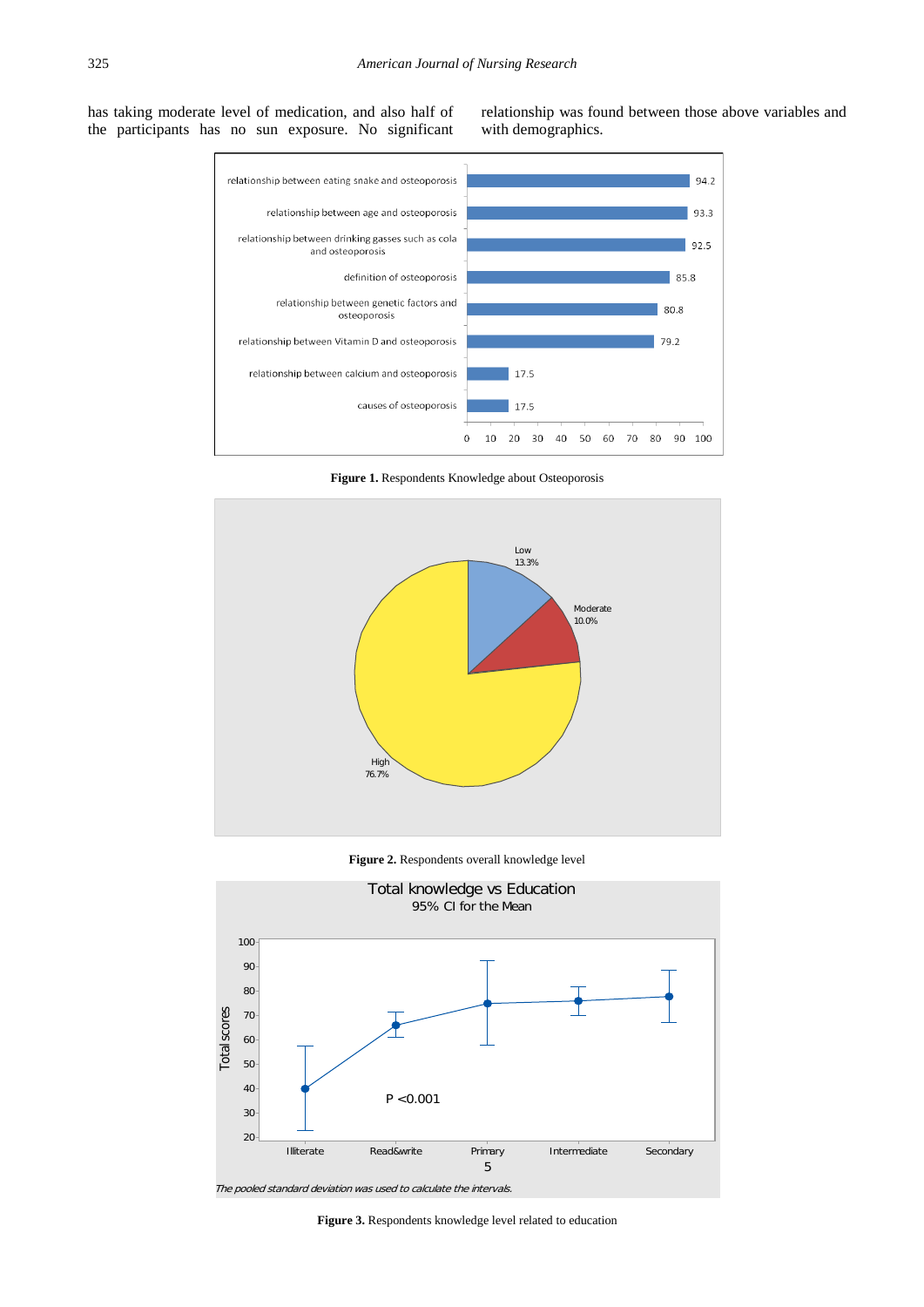has taking moderate level of medication, and also half of the participants has no sun exposure. No significant relationship was found between those above variables and with demographics.

**Figure 1.** Respondents Knowledge about Osteoporosis

**Figure 2.** Respondents overall knowledge level

**Figure 3.** Respondents knowledge level related to education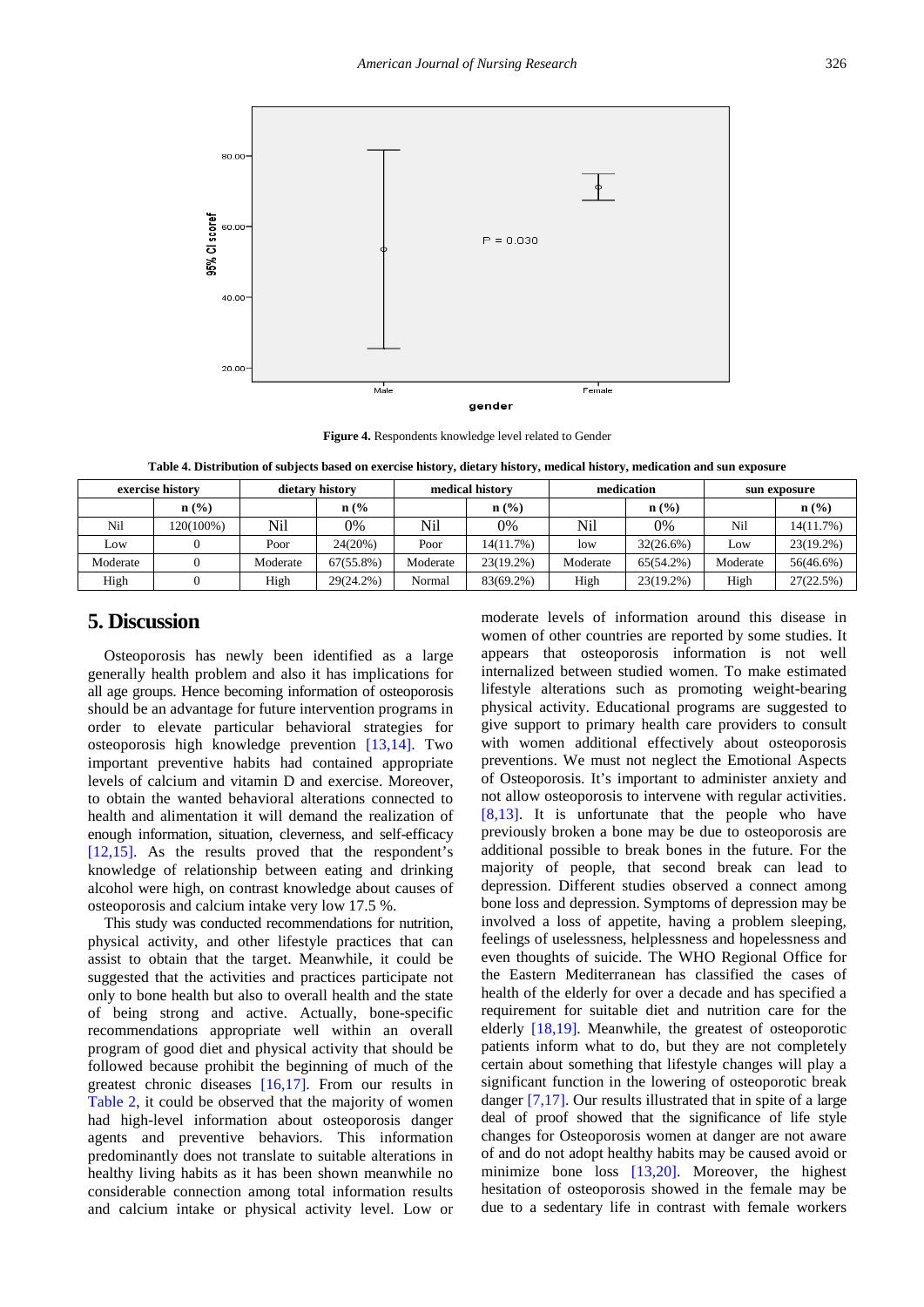**Figure 4.** Respondents knowledge level related to Gender

**Table 4. Distribution of subjects based on exercise history, dietary history, medical history, medication and sun exposure**

| exercise history | | dietary history | | medical history | | medication | | sun exposure | |
|---|---|---|---|---|---|---|---|---|---|
| | n (%) | | n (% | | n (%) | | n (%) | | n (%) |
| Nil | 120(100%) | Nil | 0% | Nil | 0% | Nil | 0% | Nil | 14(11.7%) |
| Low | 0 | Poor | 24(20%) | Poor | 14(11.7%) | low | 32(26.6%) | Low | 23(19.2%) |
| Moderate | 0 | Moderate | 67(55.8%) | Moderate | 23(19.2%) | Moderate | 65(54.2%) | Moderate | 56(46.6%) |
| High | 0 | High | 29(24.2%) | Normal | 83(69.2%) | High | 23(19.2%) | High | 27(22.5%) |

## 5. Discussion

Osteoporosis has newly been identified as a large generally health problem and also it has implications for all age groups. Hence becoming information of osteoporosis should be an advantage for future intervention programs in order to elevate particular behavioral strategies for osteoporosis high knowledge prevention [13,14]. Two important preventive habits had contained appropriate levels of calcium and vitamin D and exercise. Moreover, to obtain the wanted behavioral alterations connected to health and alimentation it will demand the realization of enough information, situation, cleverness, and self-efficacy [12,15]. As the results proved that the respondent's knowledge of relationship between eating and drinking alcohol were high, on contrast knowledge about causes of osteoporosis and calcium intake very low 17.5 %.

This study was conducted recommendations for nutrition, physical activity, and other lifestyle practices that can assist to obtain that the target. Meanwhile, it could be suggested that the activities and practices participate not only to bone health but also to overall health and the state of being strong and active. Actually, bone-specific recommendations appropriate well within an overall program of good diet and physical activity that should be followed because prohibit the beginning of much of the greatest chronic diseases [16,17]. From our results in Table 2, it could be observed that the majority of women had high-level information about osteoporosis danger agents and preventive behaviors. This information predominantly does not translate to suitable alterations in healthy living habits as it has been shown meanwhile no considerable connection among total information results and calcium intake or physical activity level. Low or moderate levels of information around this disease in women of other countries are reported by some studies. It appears that osteoporosis information is not well internalized between studied women. To make estimated lifestyle alterations such as promoting weight-bearing physical activity. Educational programs are suggested to give support to primary health care providers to consult with women additional effectively about osteoporosis preventions. We must not neglect the Emotional Aspects of Osteoporosis. It's important to administer anxiety and not allow osteoporosis to intervene with regular activities. [8,13]. It is unfortunate that the people who have previously broken a bone may be due to osteoporosis are additional possible to break bones in the future. For the majority of people, that second break can lead to depression. Different studies observed a connect among bone loss and depression. Symptoms of depression may be involved a loss of appetite, having a problem sleeping, feelings of uselessness, helplessness and hopelessness and even thoughts of suicide. The WHO Regional Office for the Eastern Mediterranean has classified the cases of health of the elderly for over a decade and has specified a requirement for suitable diet and nutrition care for the elderly [18,19]. Meanwhile, the greatest of osteoporotic patients inform what to do, but they are not completely certain about something that lifestyle changes will play a significant function in the lowering of osteoporotic break danger [7,17]. Our results illustrated that in spite of a large deal of proof showed that the significance of life style changes for Osteoporosis women at danger are not aware of and do not adopt healthy habits may be caused avoid or minimize bone loss [13,20]. Moreover, the highest hesitation of osteoporosis showed in the female may be due to a sedentary life in contrast with female workers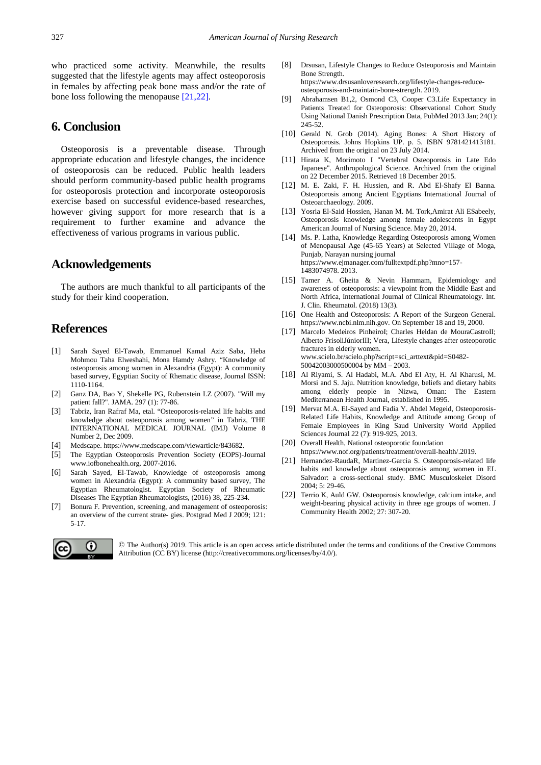who practiced some activity. Meanwhile, the results suggested that the lifestyle agents may affect osteoporosis in females by affecting peak bone mass and/or the rate of bone loss following the menopause [21,22].

## 6. Conclusion

Osteoporosis is a preventable disease. Through appropriate education and lifestyle changes, the incidence of osteoporosis can be reduced. Public health leaders should perform community-based public health programs for osteoporosis protection and incorporate osteoporosis exercise based on successful evidence-based researches, however giving support for more research that is a requirement to further examine and advance the effectiveness of various programs in various public.

## Acknowledgements

The authors are much thankful to all participants of the study for their kind cooperation.

## References

[1] Sarah Sayed El-Tawab, Emmanuel Kamal Aziz Saba, Heba Mohmou Taha Elweshahi, Mona Hamdy Ashry. "Knowledge of osteoporosis among women in Alexandria (Egypt): A community based survey, Egyptian Socity of Rhematic disease, Journal ISSN: 1110-1164.

[2] Ganz DA, Bao Y, Shekelle PG, Rubenstein LZ (2007). "Will my patient fall?". JAMA. 297 (1): 77-86.

[3] Tabriz, Iran Rafraf Ma, etal. "Osteoporosis-related life habits and knowledge about osteoporosis among women" in Tabriz, THE INTERNATIONAL MEDICAL JOURNAL (IMJ) Volume 8 Number 2, Dec 2009.

[4] Medscape. https://www.medscape.com/viewarticle/843682.

[5] The Egyptian Osteoporosis Prevention Society (EOPS)-Journal www.iofbonehealth.org. 2007-2016.

[6] Sarah Sayed, El-Tawab, Knowledge of osteoporosis among women in Alexandria (Egypt): A community based survey, The Egyptian Rheumatologist. Egyptian Society of Rheumatic Diseases The Egyptian Rheumatologists, (2016) 38, 225-234.

[7] Bonura F. Prevention, screening, and management of osteoporosis: an overview of the current strate- gies. Postgrad Med J 2009; 121: 5-17.

[8] Drsusan, Lifestyle Changes to Reduce Osteoporosis and Maintain Bone Strength. https://www.drsusanloveresearch.org/lifestyle-changes-reduce-osteoporosis-and-maintain-bone-strength. 2019.

[9] Abrahamsen B1,2, Osmond C3, Cooper C3.Life Expectancy in Patients Treated for Osteoporosis: Observational Cohort Study Using National Danish Prescription Data, PubMed 2013 Jan; 24(1): 245-52.

[10] Gerald N. Grob (2014). Aging Bones: A Short History of Osteoporosis. Johns Hopkins UP. p. 5. ISBN 9781421413181. Archived from the original on 23 July 2014.

[11] Hirata K, Morimoto I "Vertebral Osteoporosis in Late Edo Japanese". Anthropological Science. Archived from the original on 22 December 2015. Retrieved 18 December 2015.

[12] M. E. Zaki, F. H. Hussien, and R. Abd El-Shafy El Banna. Osteoporosis among Ancient Egyptians International Journal of Osteoarchaeology. 2009.

[13] Yosria El-Said Hossien, Hanan M. M. Tork,Amirat Ali ESabeely, Osteoporosis knowledge among female adolescents in Egypt American Journal of Nursing Science. May 20, 2014.

[14] Ms. P. Latha, Knowledge Regarding Osteoporosis among Women of Menopausal Age (45-65 Years) at Selected Village of Moga, Punjab, Narayan nursing journal https://www.ejmanager.com/fulltextpdf.php?mno=157-1483074978. 2013.

[15] Tamer A. Gheita & Nevin Hammam, Epidemiology and awareness of osteoporosis: a viewpoint from the Middle East and North Africa, International Journal of Clinical Rheumatology. Int. J. Clin. Rheumatol. (2018) 13(3).

[16] One Health and Osteoporosis: A Report of the Surgeon General. https://www.ncbi.nlm.nih.gov. On September 18 and 19, 2000.

[17] Marcelo Medeiros PinheiroI; Charles Heldan de MouraCastroII; Alberto FrisoliJúniorIII; Vera, Lifestyle changes after osteoporotic fractures in elderly women. www.scielo.br/scielo.php?script=sci_arttext&pid=S0482-50042003000500004 by MM – 2003.

[18] Al Riyami, S. Al Hadabi, M.A. Abd El Aty, H. Al Kharusi, M. Morsi and S. Jaju. Nutrition knowledge, beliefs and dietary habits among elderly people in Nizwa, Oman: The Eastern Mediterranean Health Journal, established in 1995.

[19] Mervat M.A. El-Sayed and Fadia Y. Abdel Megeid, Osteoporosis-Related Life Habits, Knowledge and Attitude among Group of Female Employees in King Saud University World Applied Sciences Journal 22 (7): 919-925, 2013.

[20] Overall Health, National osteoporotic foundation https://www.nof.org/patients/treatment/overall-health/.2019.

[21] Hernandez-RaudaR, Martinez-Garcia S. Osteoporosis-related life habits and knowledge about osteoporosis among women in EL Salvador: a cross-sectional study. BMC Musculoskelet Disord 2004; 5: 29-46.

[22] Terrio K, Auld GW. Osteoporosis knowledge, calcium intake, and weight-bearing physical activity in three age groups of women. J Community Health 2002; 27: 307-20.

© The Author(s) 2019. This article is an open access article distributed under the terms and conditions of the Creative Commons Attribution (CC BY) license (http://creativecommons.org/licenses/by/4.0/).